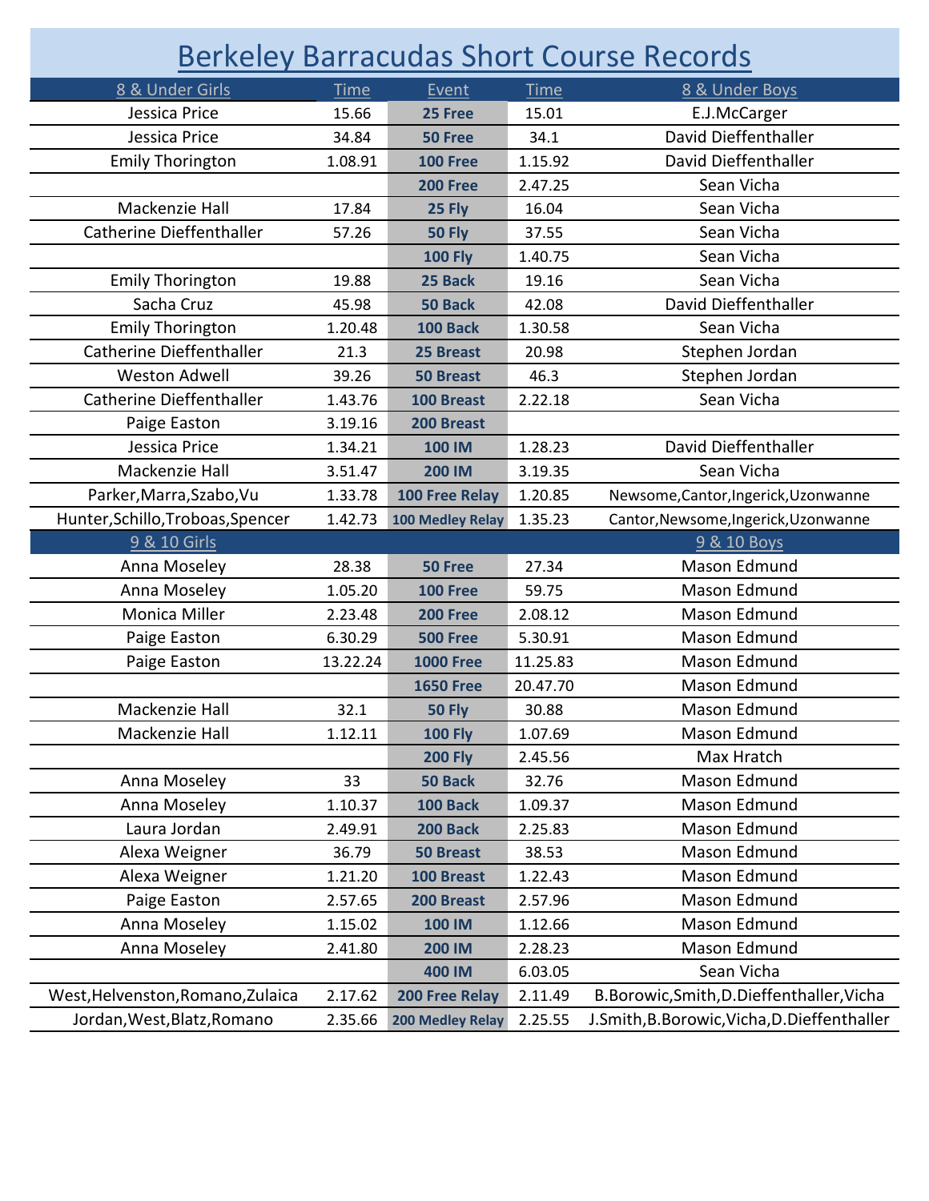# Berkeley Barracudas Short Course Records

| 8 & Under Girls | Time | Event | Time | 8 & Under Boys |
|---|---|---|---|---|
| Jessica Price | 15.66 | **25 Free** | 15.01 | E.J.McCarger |
| Jessica Price | 34.84 | **50 Free** | 34.1 | David Dieffenthaller |
| Emily Thorington | 1.08.91 | **100 Free** | 1.15.92 | David Dieffenthaller |
| | | **200 Free** | 2.47.25 | Sean Vicha |
| Mackenzie Hall | 17.84 | **25 Fly** | 16.04 | Sean Vicha |
| Catherine Dieffenthaller | 57.26 | **50 Fly** | 37.55 | Sean Vicha |
| | | **100 Fly** | 1.40.75 | Sean Vicha |
| Emily Thorington | 19.88 | **25 Back** | 19.16 | Sean Vicha |
| Sacha Cruz | 45.98 | **50 Back** | 42.08 | David Dieffenthaller |
| Emily Thorington | 1.20.48 | **100 Back** | 1.30.58 | Sean Vicha |
| Catherine Dieffenthaller | 21.3 | **25 Breast** | 20.98 | Stephen Jordan |
| Weston Adwell | 39.26 | **50 Breast** | 46.3 | Stephen Jordan |
| Catherine Dieffenthaller | 1.43.76 | **100 Breast** | 2.22.18 | Sean Vicha |
| Paige Easton | 3.19.16 | **200 Breast** | | |
| Jessica Price | 1.34.21 | **100 IM** | 1.28.23 | David Dieffenthaller |
| Mackenzie Hall | 3.51.47 | **200 IM** | 3.19.35 | Sean Vicha |
| Parker,Marra,Szabo,Vu | 1.33.78 | **100 Free Relay** | 1.20.85 | Newsome,Cantor,Ingerick,Uzonwanne |
| Hunter,Schillo,Troboas,Spencer | 1.42.73 | **100 Medley Relay** | 1.35.23 | Cantor,Newsome,Ingerick,Uzonwanne |
| **9 & 10 Girls** | | | | **9 & 10 Boys** |
| Anna Moseley | 28.38 | **50 Free** | 27.34 | Mason Edmund |
| Anna Moseley | 1.05.20 | **100 Free** | 59.75 | Mason Edmund |
| Monica Miller | 2.23.48 | **200 Free** | 2.08.12 | Mason Edmund |
| Paige Easton | 6.30.29 | **500 Free** | 5.30.91 | Mason Edmund |
| Paige Easton | 13.22.24 | **1000 Free** | 11.25.83 | Mason Edmund |
| | | **1650 Free** | 20.47.70 | Mason Edmund |
| Mackenzie Hall | 32.1 | **50 Fly** | 30.88 | Mason Edmund |
| Mackenzie Hall | 1.12.11 | **100 Fly** | 1.07.69 | Mason Edmund |
| | | **200 Fly** | 2.45.56 | Max Hratch |
| Anna Moseley | 33 | **50 Back** | 32.76 | Mason Edmund |
| Anna Moseley | 1.10.37 | **100 Back** | 1.09.37 | Mason Edmund |
| Laura Jordan | 2.49.91 | **200 Back** | 2.25.83 | Mason Edmund |
| Alexa Weigner | 36.79 | **50 Breast** | 38.53 | Mason Edmund |
| Alexa Weigner | 1.21.20 | **100 Breast** | 1.22.43 | Mason Edmund |
| Paige Easton | 2.57.65 | **200 Breast** | 2.57.96 | Mason Edmund |
| Anna Moseley | 1.15.02 | **100 IM** | 1.12.66 | Mason Edmund |
| Anna Moseley | 2.41.80 | **200 IM** | 2.28.23 | Mason Edmund |
| | | **400 IM** | 6.03.05 | Sean Vicha |
| West,Helvenston,Romano,Zulaica | 2.17.62 | **200 Free Relay** | 2.11.49 | B.Borowic,Smith,D.Dieffenthaller,Vicha |
| Jordan,West,Blatz,Romano | 2.35.66 | **200 Medley Relay** | 2.25.55 | J.Smith,B.Borowic,Vicha,D.Dieffenthaller |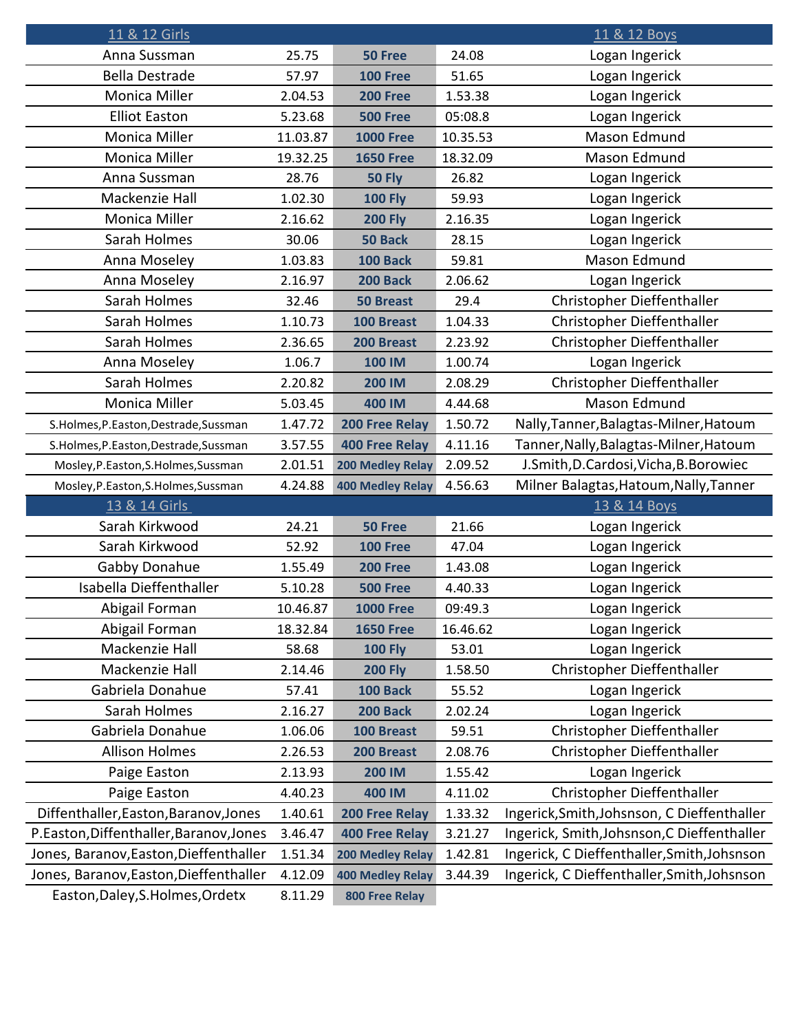| 11 & 12 Girls | | | | 11 & 12 Boys |
|---|---|---|---|---|
| Anna Sussman | 25.75 | **50 Free** | 24.08 | Logan Ingerick |
| Bella Destrade | 57.97 | **100 Free** | 51.65 | Logan Ingerick |
| Monica Miller | 2.04.53 | **200 Free** | 1.53.38 | Logan Ingerick |
| Elliot Easton | 5.23.68 | **500 Free** | 05:08.8 | Logan Ingerick |
| Monica Miller | 11.03.87 | **1000 Free** | 10.35.53 | Mason Edmund |
| Monica Miller | 19.32.25 | **1650 Free** | 18.32.09 | Mason Edmund |
| Anna Sussman | 28.76 | **50 Fly** | 26.82 | Logan Ingerick |
| Mackenzie Hall | 1.02.30 | **100 Fly** | 59.93 | Logan Ingerick |
| Monica Miller | 2.16.62 | **200 Fly** | 2.16.35 | Logan Ingerick |
| Sarah Holmes | 30.06 | **50 Back** | 28.15 | Logan Ingerick |
| Anna Moseley | 1.03.83 | **100 Back** | 59.81 | Mason Edmund |
| Anna Moseley | 2.16.97 | **200 Back** | 2.06.62 | Logan Ingerick |
| Sarah Holmes | 32.46 | **50 Breast** | 29.4 | Christopher Dieffenthaller |
| Sarah Holmes | 1.10.73 | **100 Breast** | 1.04.33 | Christopher Dieffenthaller |
| Sarah Holmes | 2.36.65 | **200 Breast** | 2.23.92 | Christopher Dieffenthaller |
| Anna Moseley | 1.06.7 | **100 IM** | 1.00.74 | Logan Ingerick |
| Sarah Holmes | 2.20.82 | **200 IM** | 2.08.29 | Christopher Dieffenthaller |
| Monica Miller | 5.03.45 | **400 IM** | 4.44.68 | Mason Edmund |
| S.Holmes,P.Easton,Destrade,Sussman | 1.47.72 | **200 Free Relay** | 1.50.72 | Nally,Tanner,Balagtas-Milner,Hatoum |
| S.Holmes,P.Easton,Destrade,Sussman | 3.57.55 | **400 Free Relay** | 4.11.16 | Tanner,Nally,Balagtas-Milner,Hatoum |
| Mosley,P.Easton,S.Holmes,Sussman | 2.01.51 | **200 Medley Relay** | 2.09.52 | J.Smith,D.Cardosi,Vicha,B.Borowiec |
| Mosley,P.Easton,S.Holmes,Sussman | 4.24.88 | **400 Medley Relay** | 4.56.63 | Milner Balagtas,Hatoum,Nally,Tanner |
| **13 & 14 Girls** | | | | **13 & 14 Boys** |
| Sarah Kirkwood | 24.21 | **50 Free** | 21.66 | Logan Ingerick |
| Sarah Kirkwood | 52.92 | **100 Free** | 47.04 | Logan Ingerick |
| Gabby Donahue | 1.55.49 | **200 Free** | 1.43.08 | Logan Ingerick |
| Isabella Dieffenthaller | 5.10.28 | **500 Free** | 4.40.33 | Logan Ingerick |
| Abigail Forman | 10.46.87 | **1000 Free** | 09:49.3 | Logan Ingerick |
| Abigail Forman | 18.32.84 | **1650 Free** | 16.46.62 | Logan Ingerick |
| Mackenzie Hall | 58.68 | **100 Fly** | 53.01 | Logan Ingerick |
| Mackenzie Hall | 2.14.46 | **200 Fly** | 1.58.50 | Christopher Dieffenthaller |
| Gabriela Donahue | 57.41 | **100 Back** | 55.52 | Logan Ingerick |
| Sarah Holmes | 2.16.27 | **200 Back** | 2.02.24 | Logan Ingerick |
| Gabriela Donahue | 1.06.06 | **100 Breast** | 59.51 | Christopher Dieffenthaller |
| Allison Holmes | 2.26.53 | **200 Breast** | 2.08.76 | Christopher Dieffenthaller |
| Paige Easton | 2.13.93 | **200 IM** | 1.55.42 | Logan Ingerick |
| Paige Easton | 4.40.23 | **400 IM** | 4.11.02 | Christopher Dieffenthaller |
| Diffenthaller,Easton,Baranov,Jones | 1.40.61 | **200 Free Relay** | 1.33.32 | Ingerick,Smith,Johsnson, C Dieffenthaller |
| P.Easton,Diffenthaller,Baranov,Jones | 3.46.47 | **400 Free Relay** | 3.21.27 | Ingerick, Smith,Johsnson,C Dieffenthaller |
| Jones, Baranov,Easton,Dieffenthaller | 1.51.34 | **200 Medley Relay** | 1.42.81 | Ingerick, C Dieffenthaller,Smith,Johsnson |
| Jones, Baranov,Easton,Dieffenthaller | 4.12.09 | **400 Medley Relay** | 3.44.39 | Ingerick, C Dieffenthaller,Smith,Johsnson |
| Easton,Daley,S.Holmes,Ordetx | 8.11.29 | **800 Free Relay** | | |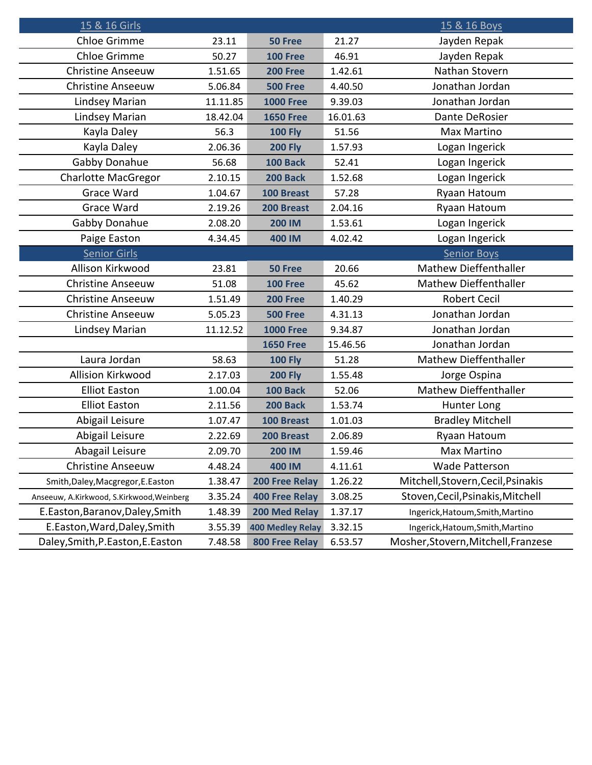| 15 & 16 Girls | | | | 15 & 16 Boys |
|---|---|---|---|---|
| Chloe Grimme | 23.11 | **50 Free** | 21.27 | Jayden Repak |
| Chloe Grimme | 50.27 | **100 Free** | 46.91 | Jayden Repak |
| Christine Anseeuw | 1.51.65 | **200 Free** | 1.42.61 | Nathan Stovern |
| Christine Anseeuw | 5.06.84 | **500 Free** | 4.40.50 | Jonathan Jordan |
| Lindsey Marian | 11.11.85 | **1000 Free** | 9.39.03 | Jonathan Jordan |
| Lindsey Marian | 18.42.04 | **1650 Free** | 16.01.63 | Dante DeRosier |
| Kayla Daley | 56.3 | **100 Fly** | 51.56 | Max Martino |
| Kayla Daley | 2.06.36 | **200 Fly** | 1.57.93 | Logan Ingerick |
| Gabby Donahue | 56.68 | **100 Back** | 52.41 | Logan Ingerick |
| Charlotte MacGregor | 2.10.15 | **200 Back** | 1.52.68 | Logan Ingerick |
| Grace Ward | 1.04.67 | **100 Breast** | 57.28 | Ryaan Hatoum |
| Grace Ward | 2.19.26 | **200 Breast** | 2.04.16 | Ryaan Hatoum |
| Gabby Donahue | 2.08.20 | **200 IM** | 1.53.61 | Logan Ingerick |
| Paige Easton | 4.34.45 | **400 IM** | 4.02.42 | Logan Ingerick |
| Senior Girls | | | | Senior Boys |
| Allison Kirkwood | 23.81 | **50 Free** | 20.66 | Mathew Dieffenthaller |
| Christine Anseeuw | 51.08 | **100 Free** | 45.62 | Mathew Dieffenthaller |
| Christine Anseeuw | 1.51.49 | **200 Free** | 1.40.29 | Robert Cecil |
| Christine Anseeuw | 5.05.23 | **500 Free** | 4.31.13 | Jonathan Jordan |
| Lindsey Marian | 11.12.52 | **1000 Free** | 9.34.87 | Jonathan Jordan |
| | | **1650 Free** | 15.46.56 | Jonathan Jordan |
| Laura Jordan | 58.63 | **100 Fly** | 51.28 | Mathew Dieffenthaller |
| Allision Kirkwood | 2.17.03 | **200 Fly** | 1.55.48 | Jorge Ospina |
| Elliot Easton | 1.00.04 | **100 Back** | 52.06 | Mathew Dieffenthaller |
| Elliot Easton | 2.11.56 | **200 Back** | 1.53.74 | Hunter Long |
| Abigail Leisure | 1.07.47 | **100 Breast** | 1.01.03 | Bradley Mitchell |
| Abigail Leisure | 2.22.69 | **200 Breast** | 2.06.89 | Ryaan Hatoum |
| Abagail Leisure | 2.09.70 | **200 IM** | 1.59.46 | Max Martino |
| Christine Anseeuw | 4.48.24 | **400 IM** | 4.11.61 | Wade Patterson |
| Smith,Daley,Macgregor,E.Easton | 1.38.47 | **200 Free Relay** | 1.26.22 | Mitchell,Stovern,Cecil,Psinakis |
| Anseeuw, A.Kirkwood, S.Kirkwood,Weinberg | 3.35.24 | **400 Free Relay** | 3.08.25 | Stoven,Cecil,Psinakis,Mitchell |
| E.Easton,Baranov,Daley,Smith | 1.48.39 | **200 Med Relay** | 1.37.17 | Ingerick,Hatoum,Smith,Martino |
| E.Easton,Ward,Daley,Smith | 3.55.39 | **400 Medley Relay** | 3.32.15 | Ingerick,Hatoum,Smith,Martino |
| Daley,Smith,P.Easton,E.Easton | 7.48.58 | **800 Free Relay** | 6.53.57 | Mosher,Stovern,Mitchell,Franzese |